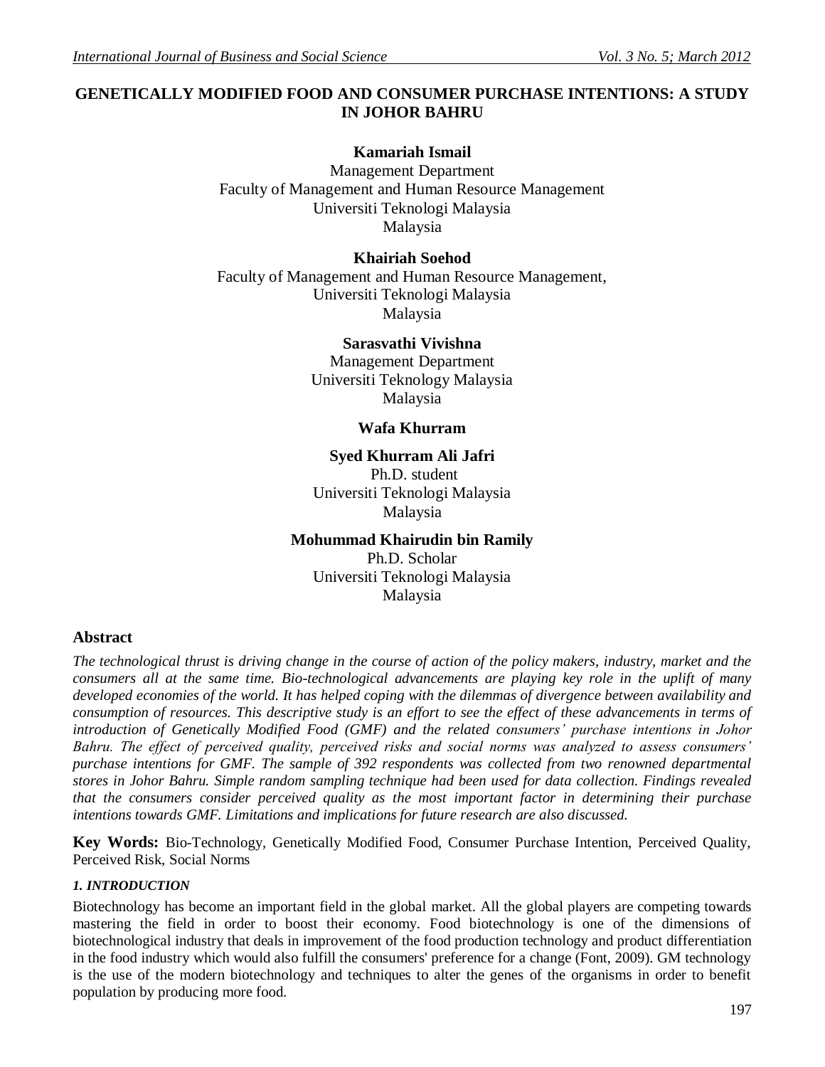# GENETICALLY MODIFIED FOOD AND CONSUMER PURCHASE INTENTIONS: A STUDY IN JOHOR BAHRU

**Kamariah Ismail**
Management Department
Faculty of Management and Human Resource Management
Universiti Teknologi Malaysia
Malaysia

**Khairiah Soehod**
Faculty of Management and Human Resource Management,
Universiti Teknologi Malaysia
Malaysia

**Sarasvathi Vivishna**
Management Department
Universiti Teknology Malaysia
Malaysia

**Wafa Khurram**

**Syed Khurram Ali Jafri**
Ph.D. student
Universiti Teknologi Malaysia
Malaysia

**Mohummad Khairudin bin Ramily**
Ph.D. Scholar
Universiti Teknologi Malaysia
Malaysia

## Abstract

*The technological thrust is driving change in the course of action of the policy makers, industry, market and the consumers all at the same time. Bio-technological advancements are playing key role in the uplift of many developed economies of the world. It has helped coping with the dilemmas of divergence between availability and consumption of resources. This descriptive study is an effort to see the effect of these advancements in terms of introduction of Genetically Modified Food (GMF) and the related consumers' purchase intentions in Johor Bahru. The effect of perceived quality, perceived risks and social norms was analyzed to assess consumers' purchase intentions for GMF. The sample of 392 respondents was collected from two renowned departmental stores in Johor Bahru. Simple random sampling technique had been used for data collection. Findings revealed that the consumers consider perceived quality as the most important factor in determining their purchase intentions towards GMF. Limitations and implications for future research are also discussed.*

**Key Words:** Bio-Technology, Genetically Modified Food, Consumer Purchase Intention, Perceived Quality, Perceived Risk, Social Norms

### *1. INTRODUCTION*

Biotechnology has become an important field in the global market. All the global players are competing towards mastering the field in order to boost their economy. Food biotechnology is one of the dimensions of biotechnological industry that deals in improvement of the food production technology and product differentiation in the food industry which would also fulfill the consumers' preference for a change (Font, 2009). GM technology is the use of the modern biotechnology and techniques to alter the genes of the organisms in order to benefit population by producing more food.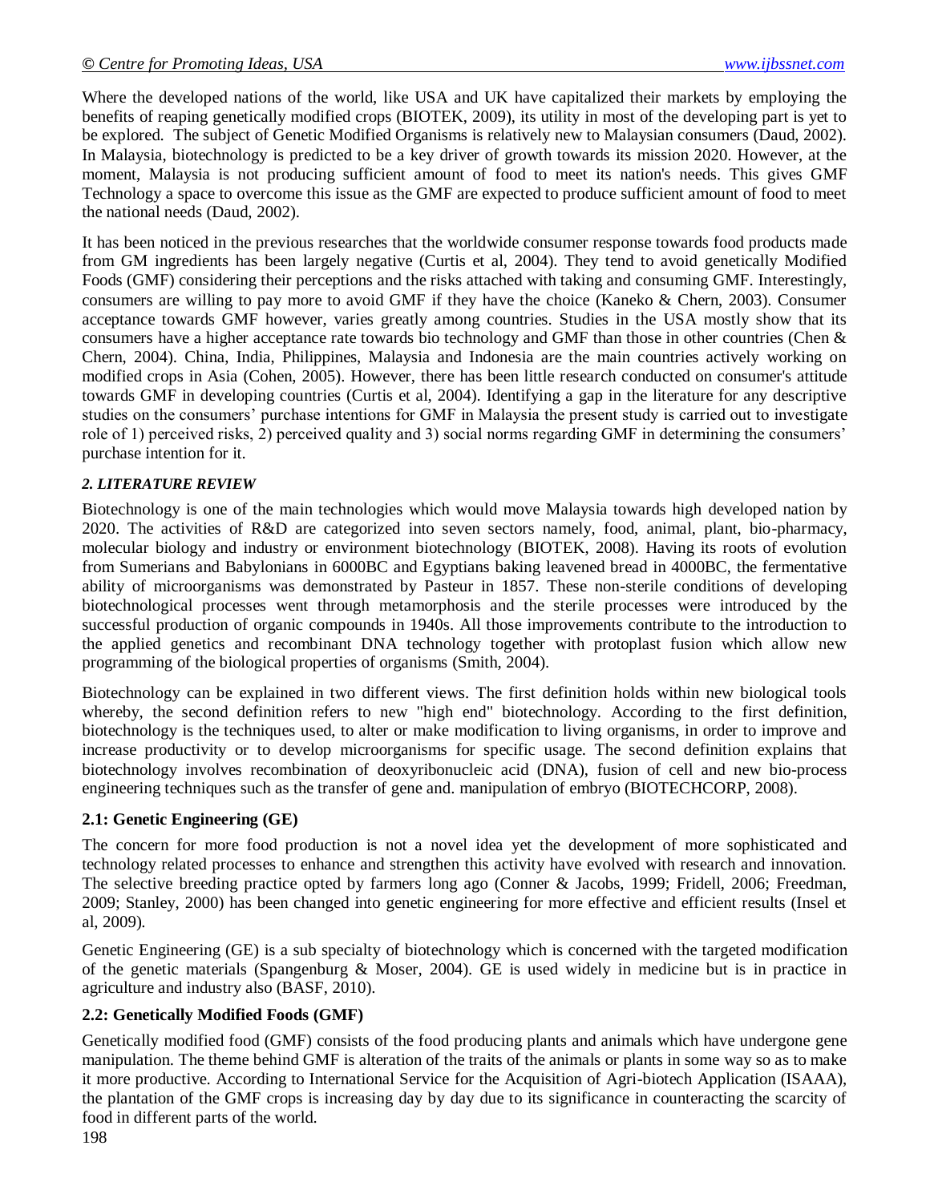Where the developed nations of the world, like USA and UK have capitalized their markets by employing the benefits of reaping genetically modified crops (BIOTEK, 2009), its utility in most of the developing part is yet to be explored. The subject of Genetic Modified Organisms is relatively new to Malaysian consumers (Daud, 2002). In Malaysia, biotechnology is predicted to be a key driver of growth towards its mission 2020. However, at the moment, Malaysia is not producing sufficient amount of food to meet its nation's needs. This gives GMF Technology a space to overcome this issue as the GMF are expected to produce sufficient amount of food to meet the national needs (Daud, 2002).

It has been noticed in the previous researches that the worldwide consumer response towards food products made from GM ingredients has been largely negative (Curtis et al, 2004). They tend to avoid genetically Modified Foods (GMF) considering their perceptions and the risks attached with taking and consuming GMF. Interestingly, consumers are willing to pay more to avoid GMF if they have the choice (Kaneko & Chern, 2003). Consumer acceptance towards GMF however, varies greatly among countries. Studies in the USA mostly show that its consumers have a higher acceptance rate towards bio technology and GMF than those in other countries (Chen & Chern, 2004). China, India, Philippines, Malaysia and Indonesia are the main countries actively working on modified crops in Asia (Cohen, 2005). However, there has been little research conducted on consumer's attitude towards GMF in developing countries (Curtis et al, 2004). Identifying a gap in the literature for any descriptive studies on the consumers' purchase intentions for GMF in Malaysia the present study is carried out to investigate role of 1) perceived risks, 2) perceived quality and 3) social norms regarding GMF in determining the consumers' purchase intention for it.

## *2. LITERATURE REVIEW*

Biotechnology is one of the main technologies which would move Malaysia towards high developed nation by 2020. The activities of R&D are categorized into seven sectors namely, food, animal, plant, bio-pharmacy, molecular biology and industry or environment biotechnology (BIOTEK, 2008). Having its roots of evolution from Sumerians and Babylonians in 6000BC and Egyptians baking leavened bread in 4000BC, the fermentative ability of microorganisms was demonstrated by Pasteur in 1857. These non-sterile conditions of developing biotechnological processes went through metamorphosis and the sterile processes were introduced by the successful production of organic compounds in 1940s. All those improvements contribute to the introduction to the applied genetics and recombinant DNA technology together with protoplast fusion which allow new programming of the biological properties of organisms (Smith, 2004).

Biotechnology can be explained in two different views. The first definition holds within new biological tools whereby, the second definition refers to new "high end" biotechnology. According to the first definition, biotechnology is the techniques used, to alter or make modification to living organisms, in order to improve and increase productivity or to develop microorganisms for specific usage. The second definition explains that biotechnology involves recombination of deoxyribonucleic acid (DNA), fusion of cell and new bio-process engineering techniques such as the transfer of gene and. manipulation of embryo (BIOTECHCORP, 2008).

### 2.1: Genetic Engineering (GE)

The concern for more food production is not a novel idea yet the development of more sophisticated and technology related processes to enhance and strengthen this activity have evolved with research and innovation. The selective breeding practice opted by farmers long ago (Conner & Jacobs, 1999; Fridell, 2006; Freedman, 2009; Stanley, 2000) has been changed into genetic engineering for more effective and efficient results (Insel et al, 2009).

Genetic Engineering (GE) is a sub specialty of biotechnology which is concerned with the targeted modification of the genetic materials (Spangenburg & Moser, 2004). GE is used widely in medicine but is in practice in agriculture and industry also (BASF, 2010).

### 2.2: Genetically Modified Foods (GMF)

Genetically modified food (GMF) consists of the food producing plants and animals which have undergone gene manipulation. The theme behind GMF is alteration of the traits of the animals or plants in some way so as to make it more productive. According to International Service for the Acquisition of Agri-biotech Application (ISAAA), the plantation of the GMF crops is increasing day by day due to its significance in counteracting the scarcity of food in different parts of the world.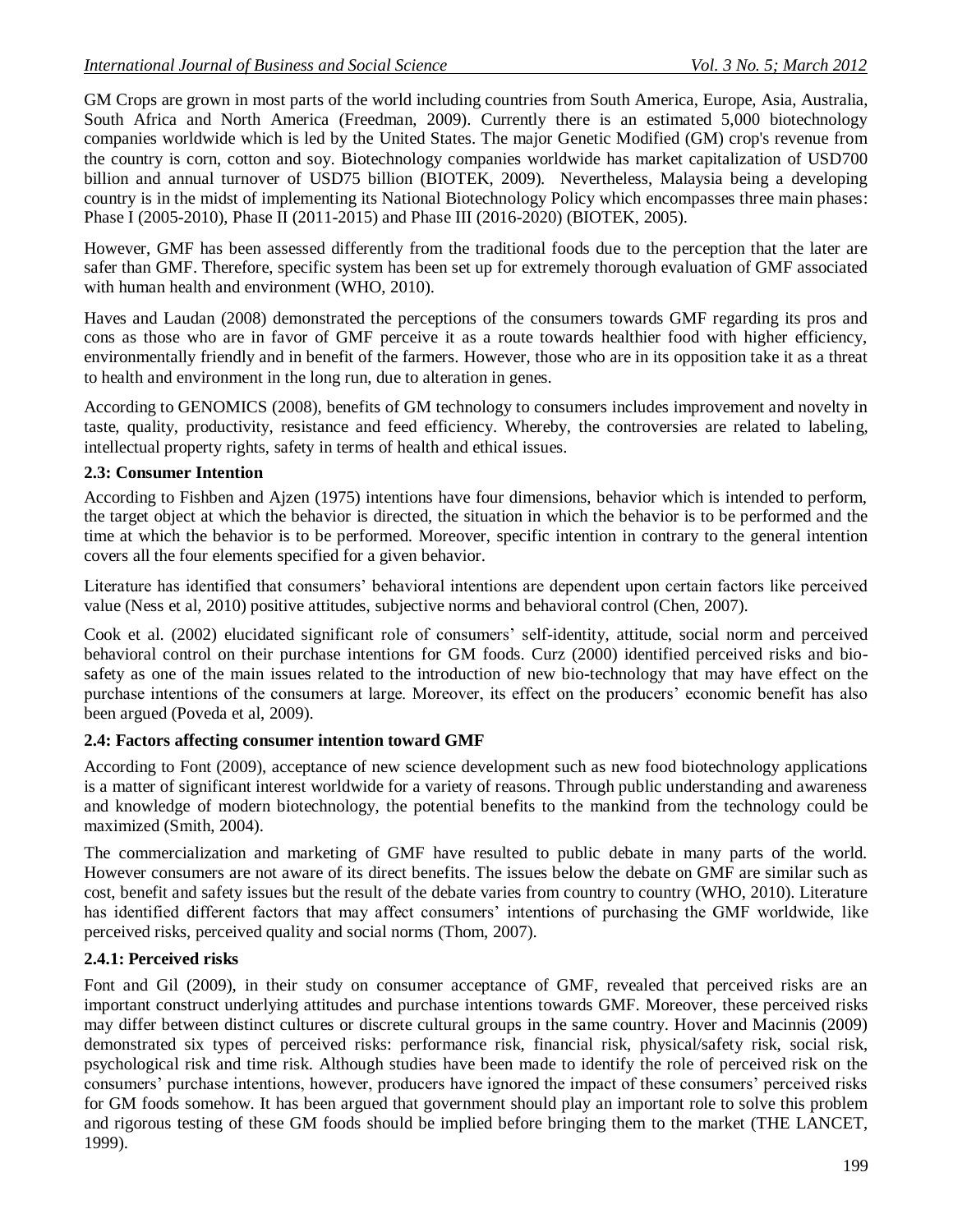GM Crops are grown in most parts of the world including countries from South America, Europe, Asia, Australia, South Africa and North America (Freedman, 2009). Currently there is an estimated 5,000 biotechnology companies worldwide which is led by the United States. The major Genetic Modified (GM) crop's revenue from the country is corn, cotton and soy. Biotechnology companies worldwide has market capitalization of USD700 billion and annual turnover of USD75 billion (BIOTEK, 2009). Nevertheless, Malaysia being a developing country is in the midst of implementing its National Biotechnology Policy which encompasses three main phases: Phase I (2005-2010), Phase II (2011-2015) and Phase III (2016-2020) (BIOTEK, 2005).

However, GMF has been assessed differently from the traditional foods due to the perception that the later are safer than GMF. Therefore, specific system has been set up for extremely thorough evaluation of GMF associated with human health and environment (WHO, 2010).

Haves and Laudan (2008) demonstrated the perceptions of the consumers towards GMF regarding its pros and cons as those who are in favor of GMF perceive it as a route towards healthier food with higher efficiency, environmentally friendly and in benefit of the farmers. However, those who are in its opposition take it as a threat to health and environment in the long run, due to alteration in genes.

According to GENOMICS (2008), benefits of GM technology to consumers includes improvement and novelty in taste, quality, productivity, resistance and feed efficiency. Whereby, the controversies are related to labeling, intellectual property rights, safety in terms of health and ethical issues.

### 2.3: Consumer Intention

According to Fishben and Ajzen (1975) intentions have four dimensions, behavior which is intended to perform, the target object at which the behavior is directed, the situation in which the behavior is to be performed and the time at which the behavior is to be performed. Moreover, specific intention in contrary to the general intention covers all the four elements specified for a given behavior.

Literature has identified that consumers' behavioral intentions are dependent upon certain factors like perceived value (Ness et al, 2010) positive attitudes, subjective norms and behavioral control (Chen, 2007).

Cook et al. (2002) elucidated significant role of consumers' self-identity, attitude, social norm and perceived behavioral control on their purchase intentions for GM foods. Curz (2000) identified perceived risks and bio-safety as one of the main issues related to the introduction of new bio-technology that may have effect on the purchase intentions of the consumers at large. Moreover, its effect on the producers' economic benefit has also been argued (Poveda et al, 2009).

### 2.4: Factors affecting consumer intention toward GMF

According to Font (2009), acceptance of new science development such as new food biotechnology applications is a matter of significant interest worldwide for a variety of reasons. Through public understanding and awareness and knowledge of modern biotechnology, the potential benefits to the mankind from the technology could be maximized (Smith, 2004).

The commercialization and marketing of GMF have resulted to public debate in many parts of the world. However consumers are not aware of its direct benefits. The issues below the debate on GMF are similar such as cost, benefit and safety issues but the result of the debate varies from country to country (WHO, 2010). Literature has identified different factors that may affect consumers' intentions of purchasing the GMF worldwide, like perceived risks, perceived quality and social norms (Thom, 2007).

#### 2.4.1: Perceived risks

Font and Gil (2009), in their study on consumer acceptance of GMF, revealed that perceived risks are an important construct underlying attitudes and purchase intentions towards GMF. Moreover, these perceived risks may differ between distinct cultures or discrete cultural groups in the same country. Hover and Macinnis (2009) demonstrated six types of perceived risks: performance risk, financial risk, physical/safety risk, social risk, psychological risk and time risk. Although studies have been made to identify the role of perceived risk on the consumers' purchase intentions, however, producers have ignored the impact of these consumers' perceived risks for GM foods somehow. It has been argued that government should play an important role to solve this problem and rigorous testing of these GM foods should be implied before bringing them to the market (THE LANCET, 1999).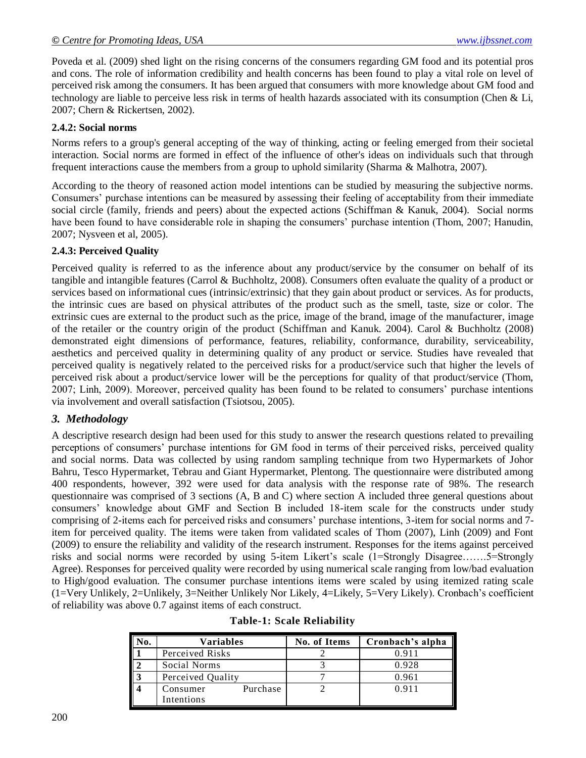Poveda et al. (2009) shed light on the rising concerns of the consumers regarding GM food and its potential pros and cons. The role of information credibility and health concerns has been found to play a vital role on level of perceived risk among the consumers. It has been argued that consumers with more knowledge about GM food and technology are liable to perceive less risk in terms of health hazards associated with its consumption (Chen & Li, 2007; Chern & Rickertsen, 2002).

### 2.4.2: Social norms

Norms refers to a group's general accepting of the way of thinking, acting or feeling emerged from their societal interaction. Social norms are formed in effect of the influence of other's ideas on individuals such that through frequent interactions cause the members from a group to uphold similarity (Sharma & Malhotra, 2007).

According to the theory of reasoned action model intentions can be studied by measuring the subjective norms. Consumers' purchase intentions can be measured by assessing their feeling of acceptability from their immediate social circle (family, friends and peers) about the expected actions (Schiffman & Kanuk, 2004). Social norms have been found to have considerable role in shaping the consumers' purchase intention (Thom, 2007; Hanudin, 2007; Nysveen et al, 2005).

### 2.4.3: Perceived Quality

Perceived quality is referred to as the inference about any product/service by the consumer on behalf of its tangible and intangible features (Carrol & Buchholtz, 2008). Consumers often evaluate the quality of a product or services based on informational cues (intrinsic/extrinsic) that they gain about product or services. As for products, the intrinsic cues are based on physical attributes of the product such as the smell, taste, size or color. The extrinsic cues are external to the product such as the price, image of the brand, image of the manufacturer, image of the retailer or the country origin of the product (Schiffman and Kanuk. 2004). Carol & Buchholtz (2008) demonstrated eight dimensions of performance, features, reliability, conformance, durability, serviceability, aesthetics and perceived quality in determining quality of any product or service. Studies have revealed that perceived quality is negatively related to the perceived risks for a product/service such that higher the levels of perceived risk about a product/service lower will be the perceptions for quality of that product/service (Thom, 2007; Linh, 2009). Moreover, perceived quality has been found to be related to consumers' purchase intentions via involvement and overall satisfaction (Tsiotsou, 2005).

## *3. Methodology*

A descriptive research design had been used for this study to answer the research questions related to prevailing perceptions of consumers' purchase intentions for GM food in terms of their perceived risks, perceived quality and social norms. Data was collected by using random sampling technique from two Hypermarkets of Johor Bahru, Tesco Hypermarket, Tebrau and Giant Hypermarket, Plentong. The questionnaire were distributed among 400 respondents, however, 392 were used for data analysis with the response rate of 98%. The research questionnaire was comprised of 3 sections (A, B and C) where section A included three general questions about consumers' knowledge about GMF and Section B included 18-item scale for the constructs under study comprising of 2-items each for perceived risks and consumers' purchase intentions, 3-item for social norms and 7-item for perceived quality. The items were taken from validated scales of Thom (2007), Linh (2009) and Font (2009) to ensure the reliability and validity of the research instrument. Responses for the items against perceived risks and social norms were recorded by using 5-item Likert's scale (1=Strongly Disagree…….5=Strongly Agree). Responses for perceived quality were recorded by using numerical scale ranging from low/bad evaluation to High/good evaluation. The consumer purchase intentions items were scaled by using itemized rating scale (1=Very Unlikely, 2=Unlikely, 3=Neither Unlikely Nor Likely, 4=Likely, 5=Very Likely). Cronbach's coefficient of reliability was above 0.7 against items of each construct.

**Table-1: Scale Reliability**

| No. | Variables | No. of Items | Cronbach's alpha |
|---|---|---|---|
| 1 | Perceived Risks | 2 | 0.911 |
| 2 | Social Norms | 3 | 0.928 |
| 3 | Perceived Quality | 7 | 0.961 |
| 4 | Consumer Purchase Intentions | 2 | 0.911 |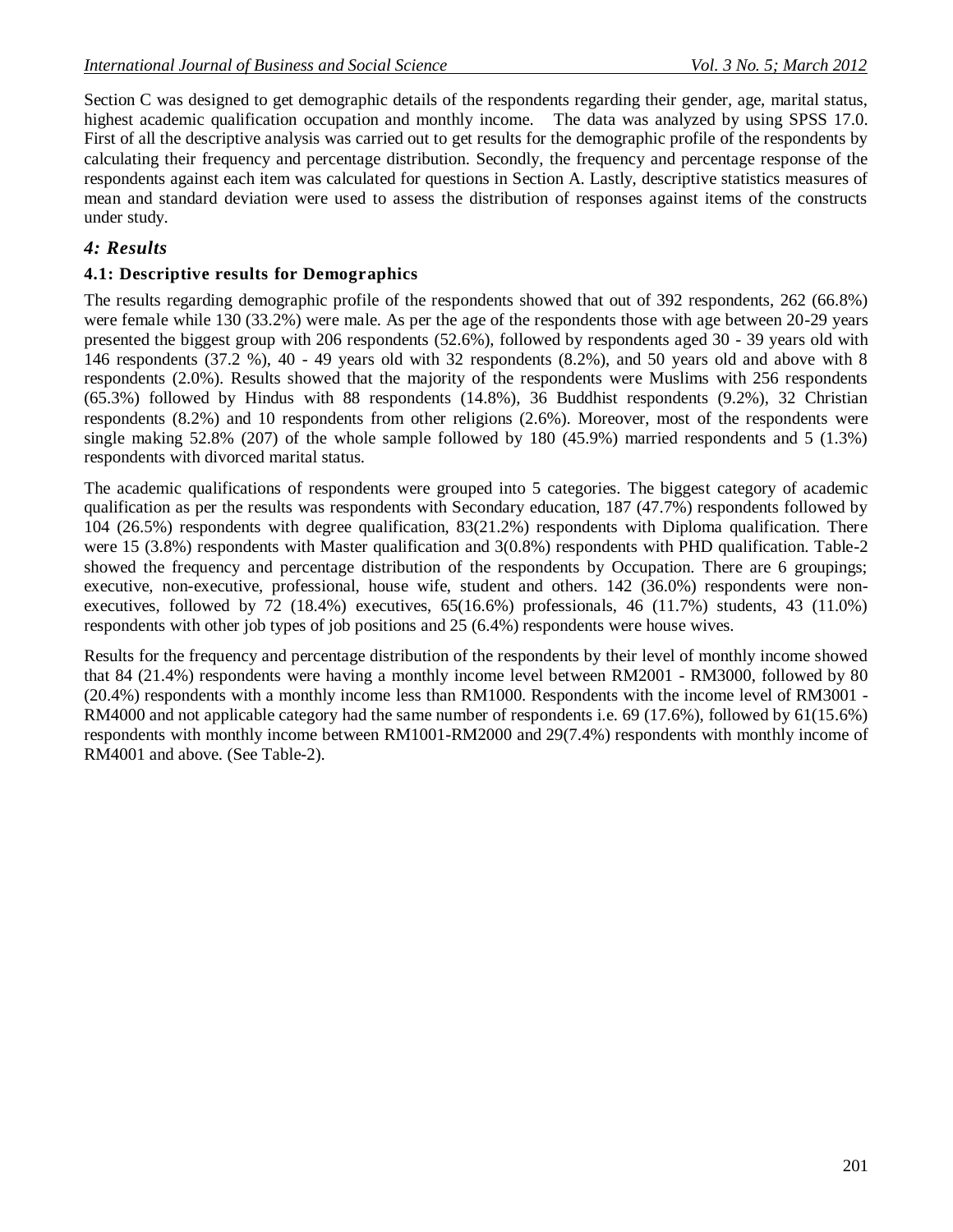Section C was designed to get demographic details of the respondents regarding their gender, age, marital status, highest academic qualification occupation and monthly income. The data was analyzed by using SPSS 17.0. First of all the descriptive analysis was carried out to get results for the demographic profile of the respondents by calculating their frequency and percentage distribution. Secondly, the frequency and percentage response of the respondents against each item was calculated for questions in Section A. Lastly, descriptive statistics measures of mean and standard deviation were used to assess the distribution of responses against items of the constructs under study.

## *4: Results*

### 4.1: Descriptive results for Demographics

The results regarding demographic profile of the respondents showed that out of 392 respondents, 262 (66.8%) were female while 130 (33.2%) were male. As per the age of the respondents those with age between 20-29 years presented the biggest group with 206 respondents (52.6%), followed by respondents aged 30 - 39 years old with 146 respondents (37.2 %), 40 - 49 years old with 32 respondents (8.2%), and 50 years old and above with 8 respondents (2.0%). Results showed that the majority of the respondents were Muslims with 256 respondents (65.3%) followed by Hindus with 88 respondents (14.8%), 36 Buddhist respondents (9.2%), 32 Christian respondents (8.2%) and 10 respondents from other religions (2.6%). Moreover, most of the respondents were single making 52.8% (207) of the whole sample followed by 180 (45.9%) married respondents and 5 (1.3%) respondents with divorced marital status.

The academic qualifications of respondents were grouped into 5 categories. The biggest category of academic qualification as per the results was respondents with Secondary education, 187 (47.7%) respondents followed by 104 (26.5%) respondents with degree qualification, 83(21.2%) respondents with Diploma qualification. There were 15 (3.8%) respondents with Master qualification and 3(0.8%) respondents with PHD qualification. Table-2 showed the frequency and percentage distribution of the respondents by Occupation. There are 6 groupings; executive, non-executive, professional, house wife, student and others. 142 (36.0%) respondents were non-executives, followed by 72 (18.4%) executives, 65(16.6%) professionals, 46 (11.7%) students, 43 (11.0%) respondents with other job types of job positions and 25 (6.4%) respondents were house wives.

Results for the frequency and percentage distribution of the respondents by their level of monthly income showed that 84 (21.4%) respondents were having a monthly income level between RM2001 - RM3000, followed by 80 (20.4%) respondents with a monthly income less than RM1000. Respondents with the income level of RM3001 - RM4000 and not applicable category had the same number of respondents i.e. 69 (17.6%), followed by 61(15.6%) respondents with monthly income between RM1001-RM2000 and 29(7.4%) respondents with monthly income of RM4001 and above. (See Table-2).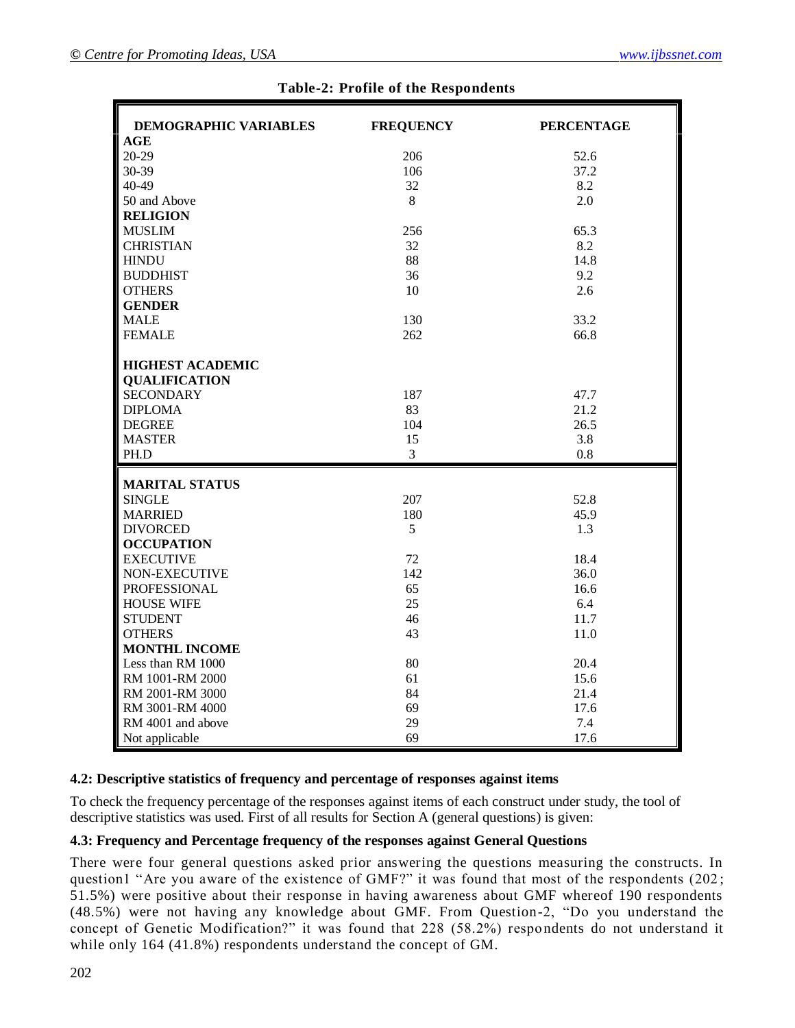**Table-2: Profile of the Respondents**

| DEMOGRAPHIC VARIABLES | FREQUENCY | PERCENTAGE |
|---|---|---|
| **AGE** | | |
| 20-29 | 206 | 52.6 |
| 30-39 | 106 | 37.2 |
| 40-49 | 32 | 8.2 |
| 50 and Above | 8 | 2.0 |
| **RELIGION** | | |
| MUSLIM | 256 | 65.3 |
| CHRISTIAN | 32 | 8.2 |
| HINDU | 88 | 14.8 |
| BUDDHIST | 36 | 9.2 |
| OTHERS | 10 | 2.6 |
| **GENDER** | | |
| MALE | 130 | 33.2 |
| FEMALE | 262 | 66.8 |
| **HIGHEST ACADEMIC QUALIFICATION** | | |
| SECONDARY | 187 | 47.7 |
| DIPLOMA | 83 | 21.2 |
| DEGREE | 104 | 26.5 |
| MASTER | 15 | 3.8 |
| PH.D | 3 | 0.8 |
| **MARITAL STATUS** | | |
| SINGLE | 207 | 52.8 |
| MARRIED | 180 | 45.9 |
| DIVORCED | 5 | 1.3 |
| **OCCUPATION** | | |
| EXECUTIVE | 72 | 18.4 |
| NON-EXECUTIVE | 142 | 36.0 |
| PROFESSIONAL | 65 | 16.6 |
| HOUSE WIFE | 25 | 6.4 |
| STUDENT | 46 | 11.7 |
| OTHERS | 43 | 11.0 |
| **MONTHL INCOME** | | |
| Less than RM 1000 | 80 | 20.4 |
| RM 1001-RM 2000 | 61 | 15.6 |
| RM 2001-RM 3000 | 84 | 21.4 |
| RM 3001-RM 4000 | 69 | 17.6 |
| RM 4001 and above | 29 | 7.4 |
| Not applicable | 69 | 17.6 |

### 4.2: Descriptive statistics of frequency and percentage of responses against items

To check the frequency percentage of the responses against items of each construct under study, the tool of descriptive statistics was used. First of all results for Section A (general questions) is given:

### 4.3: Frequency and Percentage frequency of the responses against General Questions

There were four general questions asked prior answering the questions measuring the constructs. In question1 "Are you aware of the existence of GMF?" it was found that most of the respondents (202; 51.5%) were positive about their response in having awareness about GMF whereof 190 respondents (48.5%) were not having any knowledge about GMF. From Question-2, "Do you understand the concept of Genetic Modification?" it was found that 228 (58.2%) respondents do not understand it while only 164 (41.8%) respondents understand the concept of GM.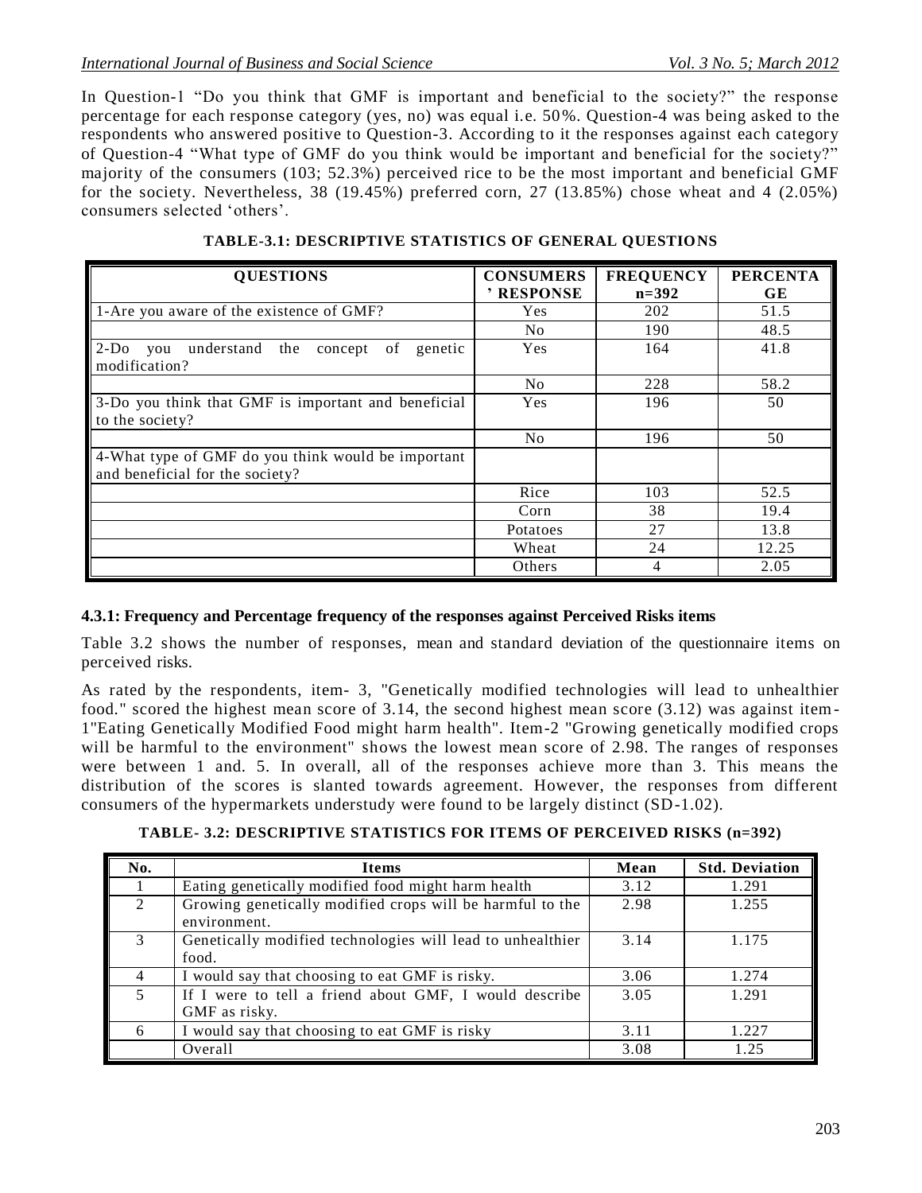In Question-1 "Do you think that GMF is important and beneficial to the society?" the response percentage for each response category (yes, no) was equal i.e. 50%. Question-4 was being asked to the respondents who answered positive to Question-3. According to it the responses against each category of Question-4 "What type of GMF do you think would be important and beneficial for the society?" majority of the consumers (103; 52.3%) perceived rice to be the most important and beneficial GMF for the society. Nevertheless, 38 (19.45%) preferred corn, 27 (13.85%) chose wheat and 4 (2.05%) consumers selected 'others'.

**TABLE-3.1: DESCRIPTIVE STATISTICS OF GENERAL QUESTIONS**

| QUESTIONS | CONSUMERS' RESPONSE | FREQUENCY n=392 | PERCENTAGE |
|---|---|---|---|
| 1-Are you aware of the existence of GMF? | Yes | 202 | 51.5 |
| | No | 190 | 48.5 |
| 2-Do you understand the concept of genetic modification? | Yes | 164 | 41.8 |
| | No | 228 | 58.2 |
| 3-Do you think that GMF is important and beneficial to the society? | Yes | 196 | 50 |
| | No | 196 | 50 |
| 4-What type of GMF do you think would be important and beneficial for the society? | | | |
| | Rice | 103 | 52.5 |
| | Corn | 38 | 19.4 |
| | Potatoes | 27 | 13.8 |
| | Wheat | 24 | 12.25 |
| | Others | 4 | 2.05 |

### 4.3.1: Frequency and Percentage frequency of the responses against Perceived Risks items

Table 3.2 shows the number of responses, mean and standard deviation of the questionnaire items on perceived risks.

As rated by the respondents, item- 3, "Genetically modified technologies will lead to unhealthier food." scored the highest mean score of 3.14, the second highest mean score (3.12) was against item-1"Eating Genetically Modified Food might harm health". Item-2 "Growing genetically modified crops will be harmful to the environment" shows the lowest mean score of 2.98. The ranges of responses were between 1 and. 5. In overall, all of the responses achieve more than 3. This means the distribution of the scores is slanted towards agreement. However, the responses from different consumers of the hypermarkets understudy were found to be largely distinct (SD-1.02).

**TABLE- 3.2: DESCRIPTIVE STATISTICS FOR ITEMS OF PERCEIVED RISKS (n=392)**

| No. | Items | Mean | Std. Deviation |
|---|---|---|---|
| 1 | Eating genetically modified food might harm health | 3.12 | 1.291 |
| 2 | Growing genetically modified crops will be harmful to the environment. | 2.98 | 1.255 |
| 3 | Genetically modified technologies will lead to unhealthier food. | 3.14 | 1.175 |
| 4 | I would say that choosing to eat GMF is risky. | 3.06 | 1.274 |
| 5 | If I were to tell a friend about GMF, I would describe GMF as risky. | 3.05 | 1.291 |
| 6 | I would say that choosing to eat GMF is risky | 3.11 | 1.227 |
| | Overall | 3.08 | 1.25 |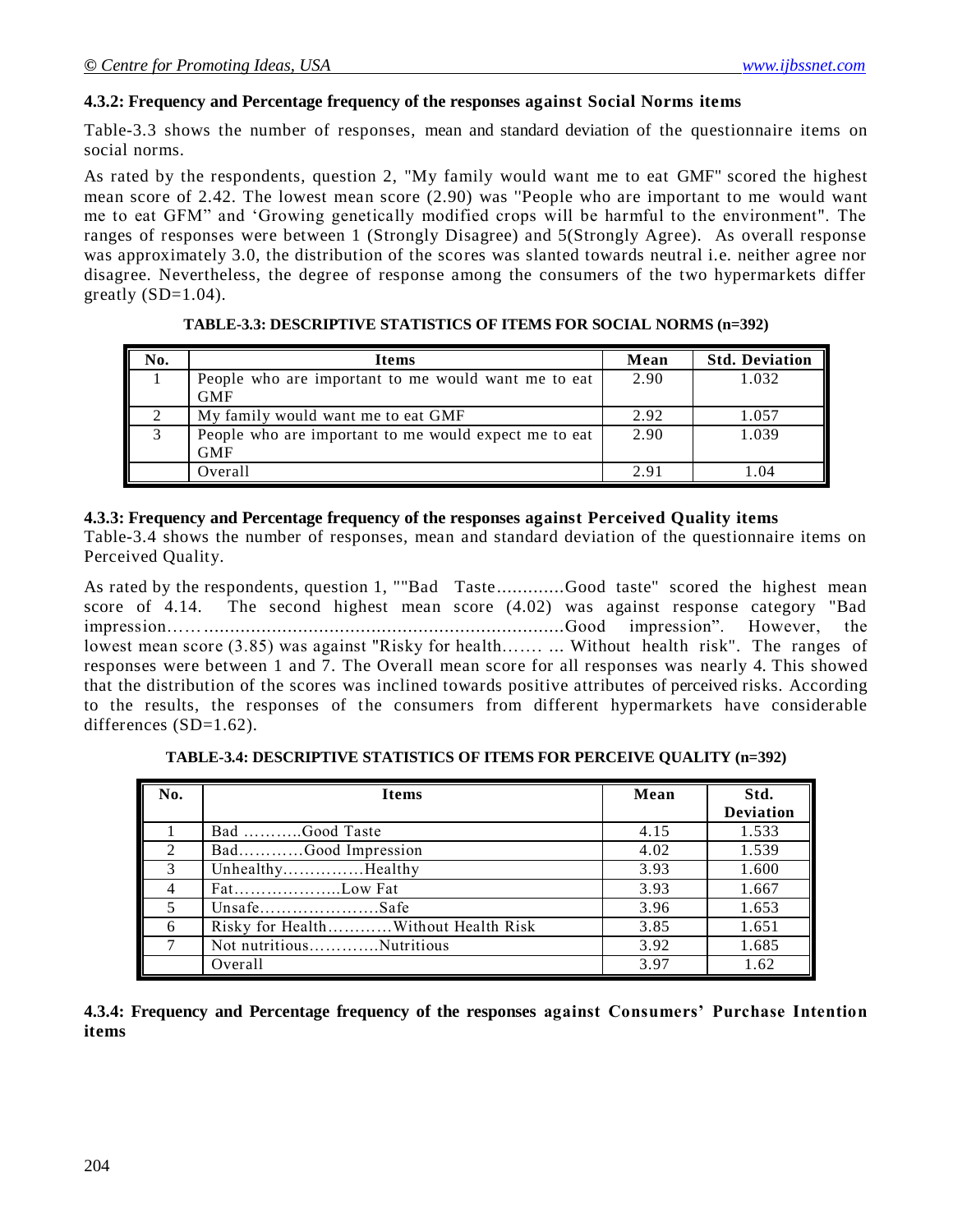#### 4.3.2: Frequency and Percentage frequency of the responses against Social Norms items

Table-3.3 shows the number of responses, mean and standard deviation of the questionnaire items on social norms.

As rated by the respondents, question 2, "My family would want me to eat GMF" scored the highest mean score of 2.42. The lowest mean score (2.90) was "People who are important to me would want me to eat GFM" and 'Growing genetically modified crops will be harmful to the environment". The ranges of responses were between 1 (Strongly Disagree) and 5(Strongly Agree). As overall response was approximately 3.0, the distribution of the scores was slanted towards neutral i.e. neither agree nor disagree. Nevertheless, the degree of response among the consumers of the two hypermarkets differ greatly (SD=1.04).

**TABLE-3.3: DESCRIPTIVE STATISTICS OF ITEMS FOR SOCIAL NORMS (n=392)**

| No. | Items | Mean | Std. Deviation |
|---|---|---|---|
| 1 | People who are important to me would want me to eat GMF | 2.90 | 1.032 |
| 2 | My family would want me to eat GMF | 2.92 | 1.057 |
| 3 | People who are important to me would expect me to eat GMF | 2.90 | 1.039 |
| | Overall | 2.91 | 1.04 |

#### 4.3.3: Frequency and Percentage frequency of the responses against Perceived Quality items

Table-3.4 shows the number of responses, mean and standard deviation of the questionnaire items on Perceived Quality.

As rated by the respondents, question 1, ""Bad Taste.............Good taste" scored the highest mean score of 4.14. The second highest mean score (4.02) was against response category "Bad impression…….....................................................................Good impression". However, the lowest mean score (3.85) was against "Risky for health……. ... Without health risk". The ranges of responses were between 1 and 7. The Overall mean score for all responses was nearly 4. This showed that the distribution of the scores was inclined towards positive attributes of perceived risks. According to the results, the responses of the consumers from different hypermarkets have considerable differences (SD=1.62).

**TABLE-3.4: DESCRIPTIVE STATISTICS OF ITEMS FOR PERCEIVE QUALITY (n=392)**

| No. | Items | Mean | Std. Deviation |
|---|---|---|---|
| 1 | Bad ……….Good Taste | 4.15 | 1.533 |
| 2 | Bad…………Good Impression | 4.02 | 1.539 |
| 3 | Unhealthy……………Healthy | 3.93 | 1.600 |
| 4 | Fat………………..Low Fat | 3.93 | 1.667 |
| 5 | Unsafe………………….Safe | 3.96 | 1.653 |
| 6 | Risky for Health…………Without Health Risk | 3.85 | 1.651 |
| 7 | Not nutritious…………Nutritious | 3.92 | 1.685 |
| | Overall | 3.97 | 1.62 |

#### 4.3.4: Frequency and Percentage frequency of the responses against Consumers' Purchase Intention items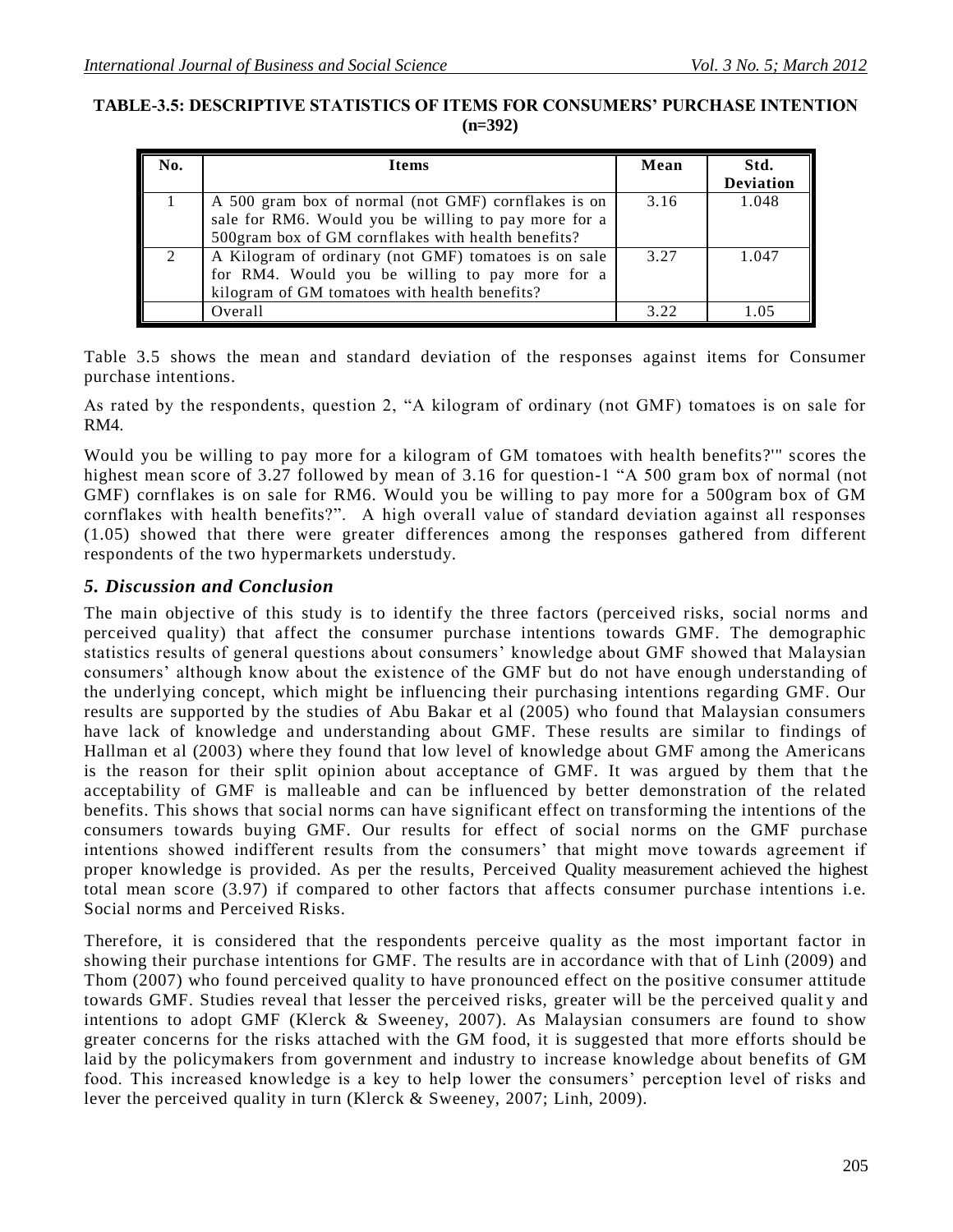**TABLE-3.5: DESCRIPTIVE STATISTICS OF ITEMS FOR CONSUMERS' PURCHASE INTENTION (n=392)**

| No. | Items | Mean | Std. Deviation |
|---|---|---|---|
| 1 | A 500 gram box of normal (not GMF) cornflakes is on sale for RM6. Would you be willing to pay more for a 500gram box of GM cornflakes with health benefits? | 3.16 | 1.048 |
| 2 | A Kilogram of ordinary (not GMF) tomatoes is on sale for RM4. Would you be willing to pay more for a kilogram of GM tomatoes with health benefits? | 3.27 | 1.047 |
| | Overall | 3.22 | 1.05 |

Table 3.5 shows the mean and standard deviation of the responses against items for Consumer purchase intentions.

As rated by the respondents, question 2, "A kilogram of ordinary (not GMF) tomatoes is on sale for RM4.

Would you be willing to pay more for a kilogram of GM tomatoes with health benefits?'" scores the highest mean score of 3.27 followed by mean of 3.16 for question-1 "A 500 gram box of normal (not GMF) cornflakes is on sale for RM6. Would you be willing to pay more for a 500gram box of GM cornflakes with health benefits?". A high overall value of standard deviation against all responses (1.05) showed that there were greater differences among the responses gathered from different respondents of the two hypermarkets understudy.

## *5. Discussion and Conclusion*

The main objective of this study is to identify the three factors (perceived risks, social norms and perceived quality) that affect the consumer purchase intentions towards GMF. The demographic statistics results of general questions about consumers' knowledge about GMF showed that Malaysian consumers' although know about the existence of the GMF but do not have enough understanding of the underlying concept, which might be influencing their purchasing intentions regarding GMF. Our results are supported by the studies of Abu Bakar et al (2005) who found that Malaysian consumers have lack of knowledge and understanding about GMF. These results are similar to findings of Hallman et al (2003) where they found that low level of knowledge about GMF among the Americans is the reason for their split opinion about acceptance of GMF. It was argued by them that the acceptability of GMF is malleable and can be influenced by better demonstration of the related benefits. This shows that social norms can have significant effect on transforming the intentions of the consumers towards buying GMF. Our results for effect of social norms on the GMF purchase intentions showed indifferent results from the consumers' that might move towards agreement if proper knowledge is provided. As per the results, Perceived Quality measurement achieved the highest total mean score (3.97) if compared to other factors that affects consumer purchase intentions i.e. Social norms and Perceived Risks.

Therefore, it is considered that the respondents perceive quality as the most important factor in showing their purchase intentions for GMF. The results are in accordance with that of Linh (2009) and Thom (2007) who found perceived quality to have pronounced effect on the positive consumer attitude towards GMF. Studies reveal that lesser the perceived risks, greater will be the perceived quality and intentions to adopt GMF (Klerck & Sweeney, 2007). As Malaysian consumers are found to show greater concerns for the risks attached with the GM food, it is suggested that more efforts should be laid by the policymakers from government and industry to increase knowledge about benefits of GM food. This increased knowledge is a key to help lower the consumers' perception level of risks and lever the perceived quality in turn (Klerck & Sweeney, 2007; Linh, 2009).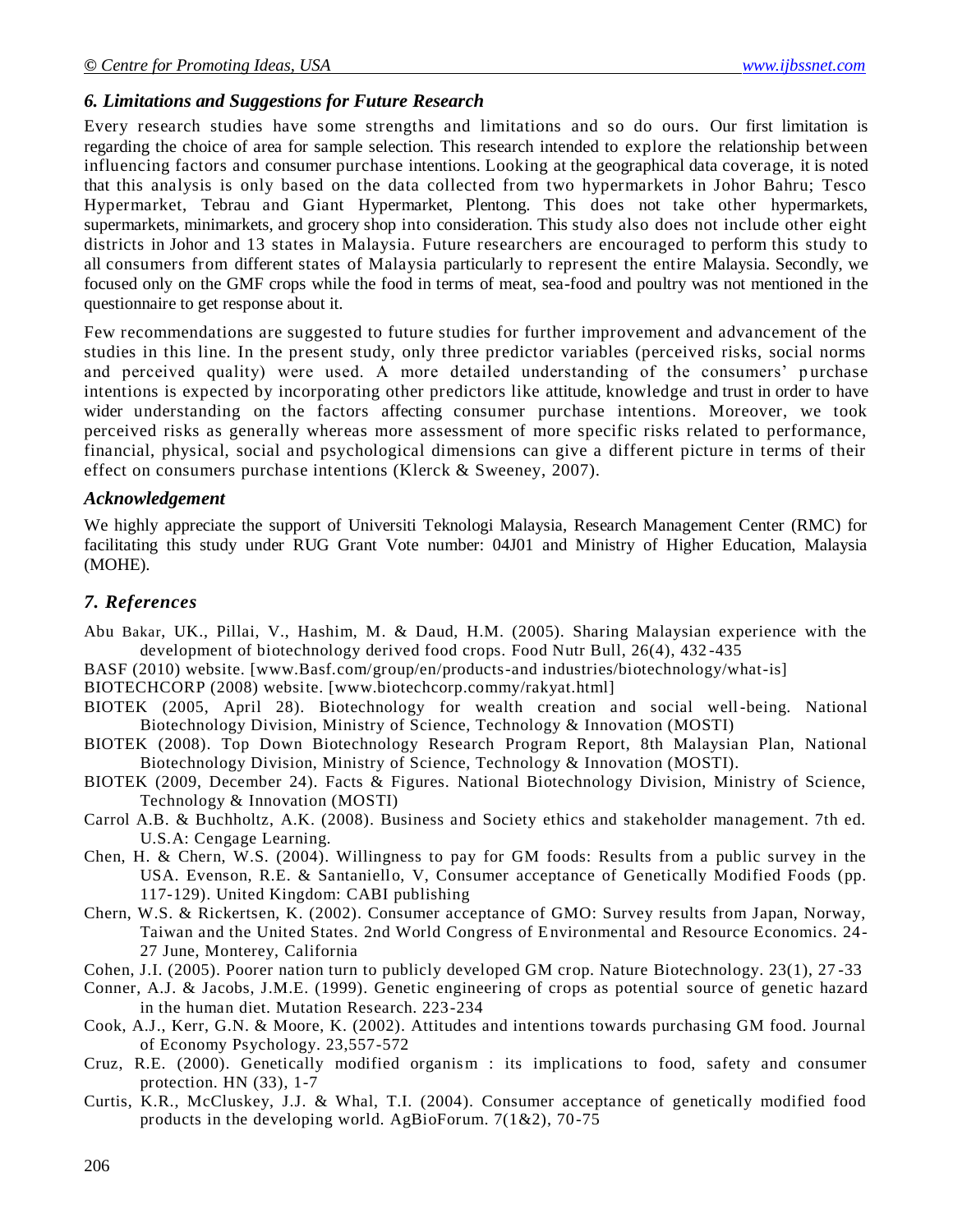### *6. Limitations and Suggestions for Future Research*

Every research studies have some strengths and limitations and so do ours. Our first limitation is regarding the choice of area for sample selection. This research intended to explore the relationship between influencing factors and consumer purchase intentions. Looking at the geographical data coverage, it is noted that this analysis is only based on the data collected from two hypermarkets in Johor Bahru; Tesco Hypermarket, Tebrau and Giant Hypermarket, Plentong. This does not take other hypermarkets, supermarkets, minimarkets, and grocery shop into consideration. This study also does not include other eight districts in Johor and 13 states in Malaysia. Future researchers are encouraged to perform this study to all consumers from different states of Malaysia particularly to represent the entire Malaysia. Secondly, we focused only on the GMF crops while the food in terms of meat, sea-food and poultry was not mentioned in the questionnaire to get response about it.

Few recommendations are suggested to future studies for further improvement and advancement of the studies in this line. In the present study, only three predictor variables (perceived risks, social norms and perceived quality) were used. A more detailed understanding of the consumers' purchase intentions is expected by incorporating other predictors like attitude, knowledge and trust in order to have wider understanding on the factors affecting consumer purchase intentions. Moreover, we took perceived risks as generally whereas more assessment of more specific risks related to performance, financial, physical, social and psychological dimensions can give a different picture in terms of their effect on consumers purchase intentions (Klerck & Sweeney, 2007).

### *Acknowledgement*

We highly appreciate the support of Universiti Teknologi Malaysia, Research Management Center (RMC) for facilitating this study under RUG Grant Vote number: 04J01 and Ministry of Higher Education, Malaysia (MOHE).

## *7. References*

Abu Bakar, UK., Pillai, V., Hashim, M. & Daud, H.M. (2005). Sharing Malaysian experience with the development of biotechnology derived food crops. Food Nutr Bull, 26(4), 432-435

BASF (2010) website. [www.Basf.com/group/en/products-and industries/biotechnology/what-is]

BIOTECHCORP (2008) website. [www.biotechcorp.commy/rakyat.html]

BIOTEK (2005, April 28). Biotechnology for wealth creation and social well-being. National Biotechnology Division, Ministry of Science, Technology & Innovation (MOSTI)

BIOTEK (2008). Top Down Biotechnology Research Program Report, 8th Malaysian Plan, National Biotechnology Division, Ministry of Science, Technology & Innovation (MOSTI).

BIOTEK (2009, December 24). Facts & Figures. National Biotechnology Division, Ministry of Science, Technology & Innovation (MOSTI)

Carrol A.B. & Buchholtz, A.K. (2008). Business and Society ethics and stakeholder management. 7th ed. U.S.A: Cengage Learning.

Chen, H. & Chern, W.S. (2004). Willingness to pay for GM foods: Results from a public survey in the USA. Evenson, R.E. & Santaniello, V, Consumer acceptance of Genetically Modified Foods (pp. 117-129). United Kingdom: CABI publishing

Chern, W.S. & Rickertsen, K. (2002). Consumer acceptance of GMO: Survey results from Japan, Norway, Taiwan and the United States. 2nd World Congress of Environmental and Resource Economics. 24-27 June, Monterey, California

Cohen, J.I. (2005). Poorer nation turn to publicly developed GM crop. Nature Biotechnology. 23(1), 27-33

Conner, A.J. & Jacobs, J.M.E. (1999). Genetic engineering of crops as potential source of genetic hazard in the human diet. Mutation Research. 223-234

Cook, A.J., Kerr, G.N. & Moore, K. (2002). Attitudes and intentions towards purchasing GM food. Journal of Economy Psychology. 23,557-572

Cruz, R.E. (2000). Genetically modified organism : its implications to food, safety and consumer protection. HN (33), 1-7

Curtis, K.R., McCluskey, J.J. & Whal, T.I. (2004). Consumer acceptance of genetically modified food products in the developing world. AgBioForum. 7(1&2), 70-75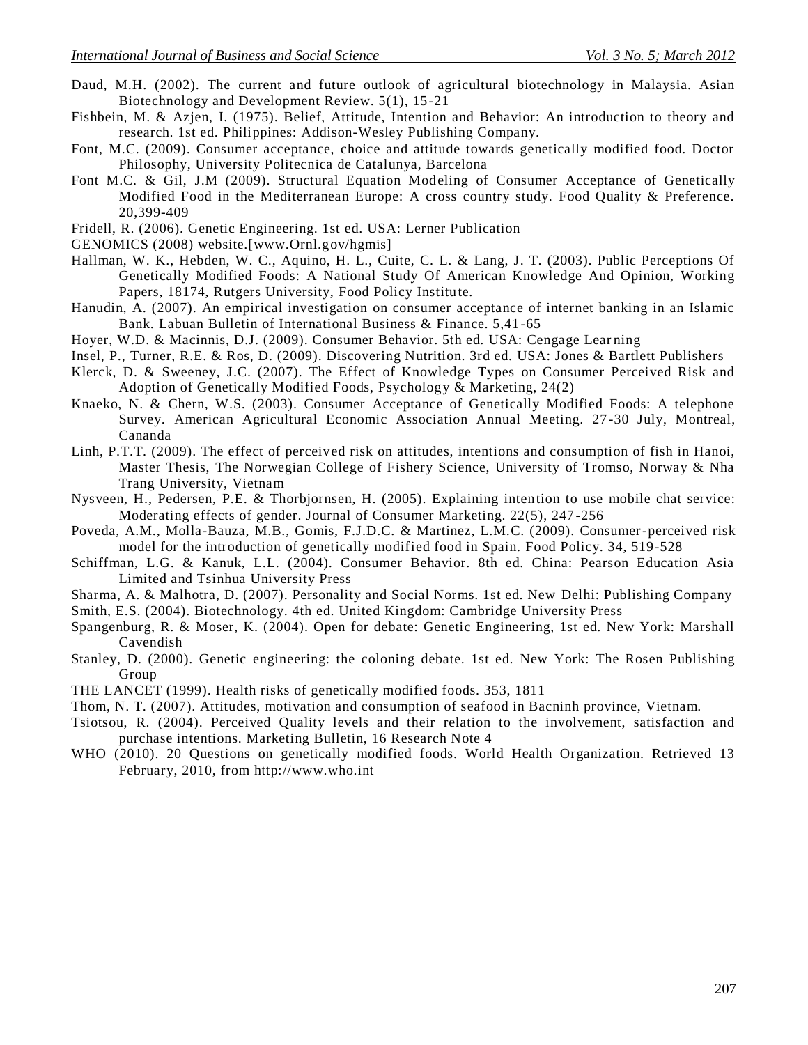Daud, M.H. (2002). The current and future outlook of agricultural biotechnology in Malaysia. Asian Biotechnology and Development Review. 5(1), 15-21

Fishbein, M. & Azjen, I. (1975). Belief, Attitude, Intention and Behavior: An introduction to theory and research. 1st ed. Philippines: Addison-Wesley Publishing Company.

Font, M.C. (2009). Consumer acceptance, choice and attitude towards genetically modified food. Doctor Philosophy, University Politecnica de Catalunya, Barcelona

Font M.C. & Gil, J.M (2009). Structural Equation Modeling of Consumer Acceptance of Genetically Modified Food in the Mediterranean Europe: A cross country study. Food Quality & Preference. 20,399-409

Fridell, R. (2006). Genetic Engineering. 1st ed. USA: Lerner Publication

GENOMICS (2008) website.[www.Ornl.gov/hgmis]

Hallman, W. K., Hebden, W. C., Aquino, H. L., Cuite, C. L. & Lang, J. T. (2003). Public Perceptions Of Genetically Modified Foods: A National Study Of American Knowledge And Opinion, Working Papers, 18174, Rutgers University, Food Policy Institute.

Hanudin, A. (2007). An empirical investigation on consumer acceptance of internet banking in an Islamic Bank. Labuan Bulletin of International Business & Finance. 5,41-65

Hoyer, W.D. & Macinnis, D.J. (2009). Consumer Behavior. 5th ed. USA: Cengage Lear ning

Insel, P., Turner, R.E. & Ros, D. (2009). Discovering Nutrition. 3rd ed. USA: Jones & Bartlett Publishers

Klerck, D. & Sweeney, J.C. (2007). The Effect of Knowledge Types on Consumer Perceived Risk and Adoption of Genetically Modified Foods, Psychology & Marketing, 24(2)

Knaeko, N. & Chern, W.S. (2003). Consumer Acceptance of Genetically Modified Foods: A telephone Survey. American Agricultural Economic Association Annual Meeting. 27-30 July, Montreal, Cananda

Linh, P.T.T. (2009). The effect of perceived risk on attitudes, intentions and consumption of fish in Hanoi, Master Thesis, The Norwegian College of Fishery Science, University of Tromso, Norway & Nha Trang University, Vietnam

Nysveen, H., Pedersen, P.E. & Thorbjornsen, H. (2005). Explaining intention to use mobile chat service: Moderating effects of gender. Journal of Consumer Marketing. 22(5), 247-256

Poveda, A.M., Molla-Bauza, M.B., Gomis, F.J.D.C. & Martinez, L.M.C. (2009). Consumer-perceived risk model for the introduction of genetically modified food in Spain. Food Policy. 34, 519-528

Schiffman, L.G. & Kanuk, L.L. (2004). Consumer Behavior. 8th ed. China: Pearson Education Asia Limited and Tsinhua University Press

Sharma, A. & Malhotra, D. (2007). Personality and Social Norms. 1st ed. New Delhi: Publishing Company

Smith, E.S. (2004). Biotechnology. 4th ed. United Kingdom: Cambridge University Press

Spangenburg, R. & Moser, K. (2004). Open for debate: Genetic Engineering, 1st ed. New York: Marshall Cavendish

Stanley, D. (2000). Genetic engineering: the coloning debate. 1st ed. New York: The Rosen Publishing Group

THE LANCET (1999). Health risks of genetically modified foods. 353, 1811

Thom, N. T. (2007). Attitudes, motivation and consumption of seafood in Bacninh province, Vietnam.

Tsiotsou, R. (2004). Perceived Quality levels and their relation to the involvement, satisfaction and purchase intentions. Marketing Bulletin, 16 Research Note 4

WHO (2010). 20 Questions on genetically modified foods. World Health Organization. Retrieved 13 February, 2010, from http://www.who.int